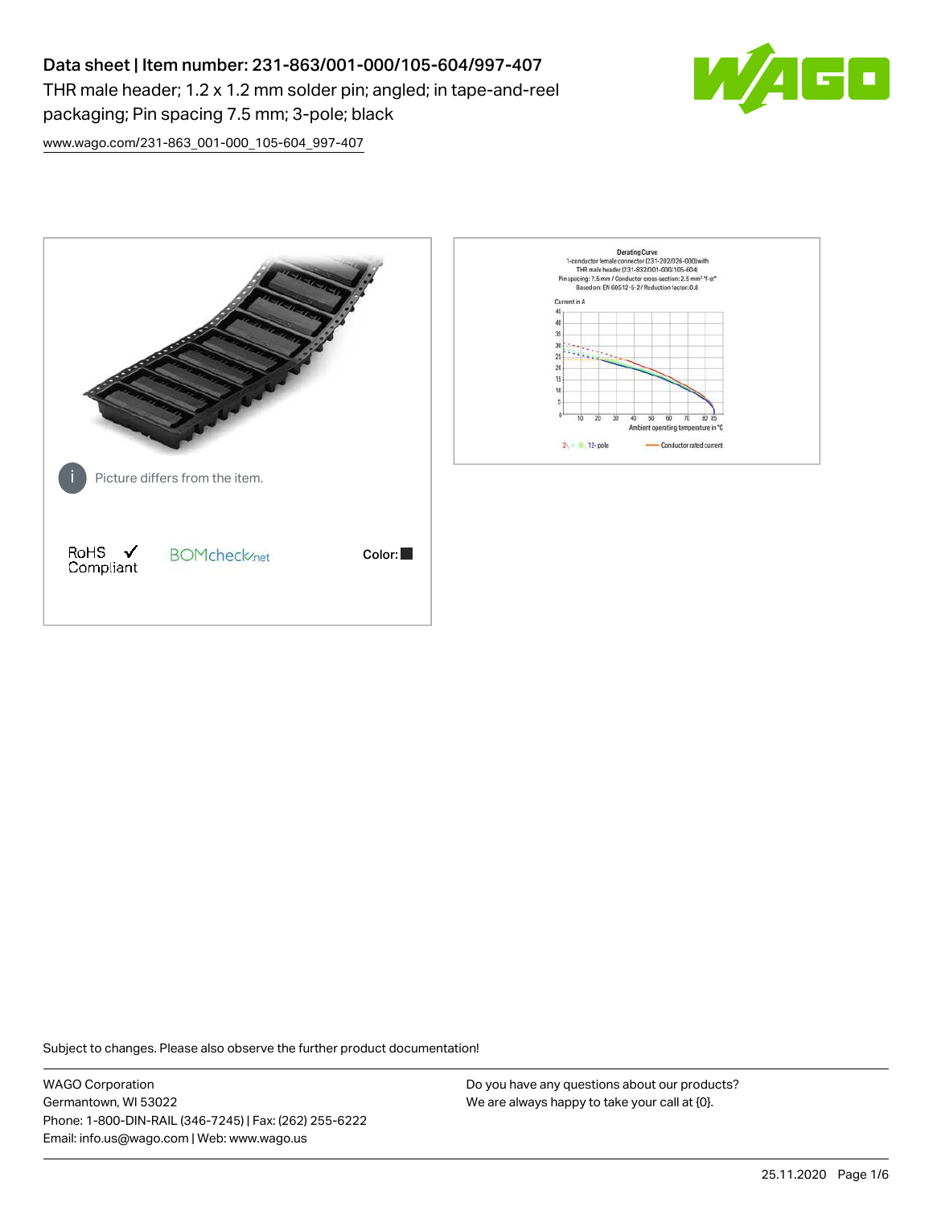# Data sheet | Item number: 231-863/001-000/105-604/997-407

THR male header; 1.2 x 1.2 mm solder pin; angled; in tape-and-reel packaging; Pin spacing 7.5 mm; 3-pole; black

www.wago.com/231-863_001-000_105-604_997-407

Picture differs from the item.

RoHS ✓ Compliant

BOMcheck.net

Color: ■

Derating Curve
1-conductor female connector (231-202/026-000) with THR male header (231-832/001-000/105-604)
Pin spacing: 7.5 mm / Conductor cross-section: 2.5 mm² "f-st"
Based on: EN 60512-5-2 / Reduction factor: 0.8

Current in A

Ambient operating temperature in °C

2-, 4-, 6-, 12-pole — Conductor rated current

Subject to changes. Please also observe the further product documentation!

WAGO Corporation
Germantown, WI 53022
Phone: 1-800-DIN-RAIL (346-7245) | Fax: (262) 255-6222
Email: info.us@wago.com | Web: www.wago.us

Do you have any questions about our products?
We are always happy to take your call at {0}.

25.11.2020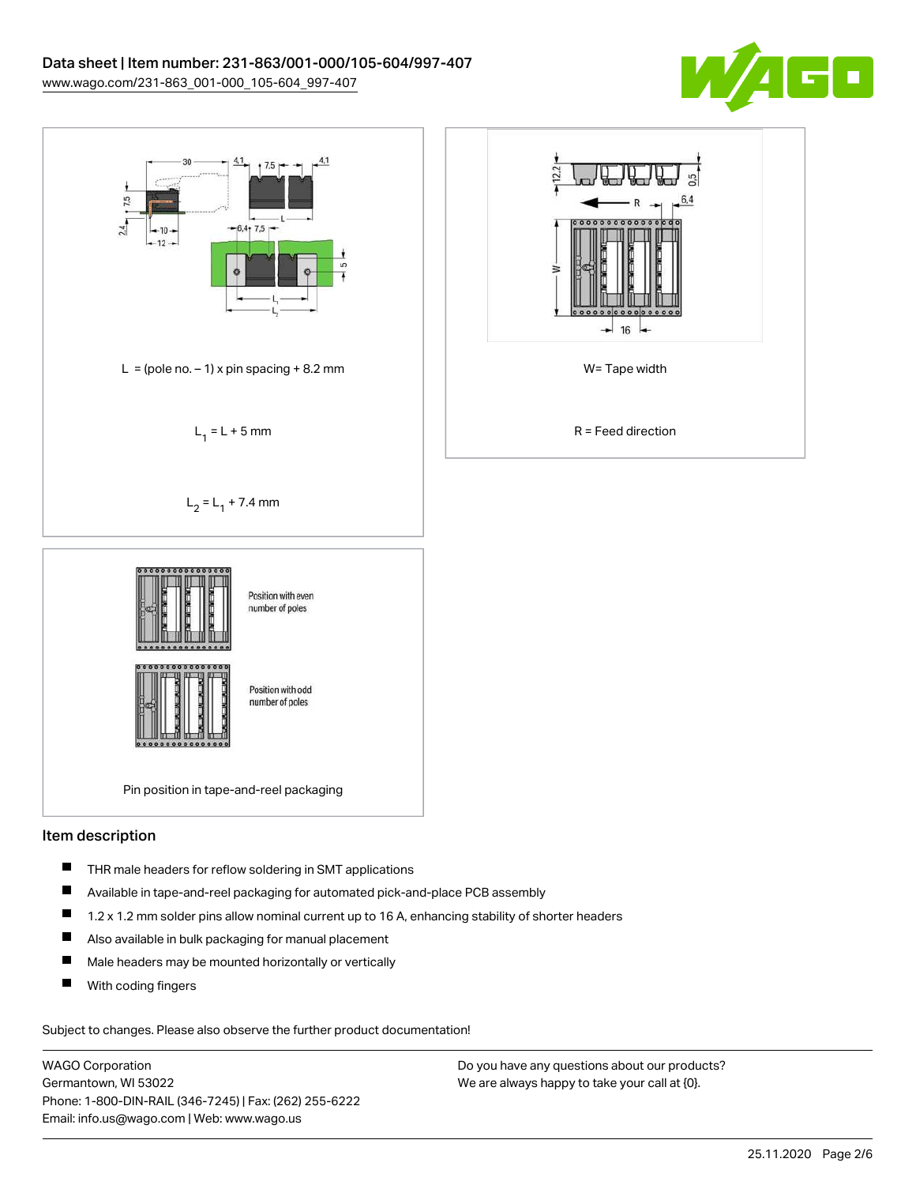L = (pole no. – 1) x pin spacing + 8.2 mm

$L_1$ = L + 5 mm

$L_2$ = $L_1$ + 7.4 mm

W= Tape width

R = Feed direction

Position with even number of poles

Position with odd number of poles

Pin position in tape-and-reel packaging

## Item description

- THR male headers for reflow soldering in SMT applications
- Available in tape-and-reel packaging for automated pick-and-place PCB assembly
- 1.2 x 1.2 mm solder pins allow nominal current up to 16 A, enhancing stability of shorter headers
- Also available in bulk packaging for manual placement
- Male headers may be mounted horizontally or vertically
- With coding fingers

Subject to changes. Please also observe the further product documentation!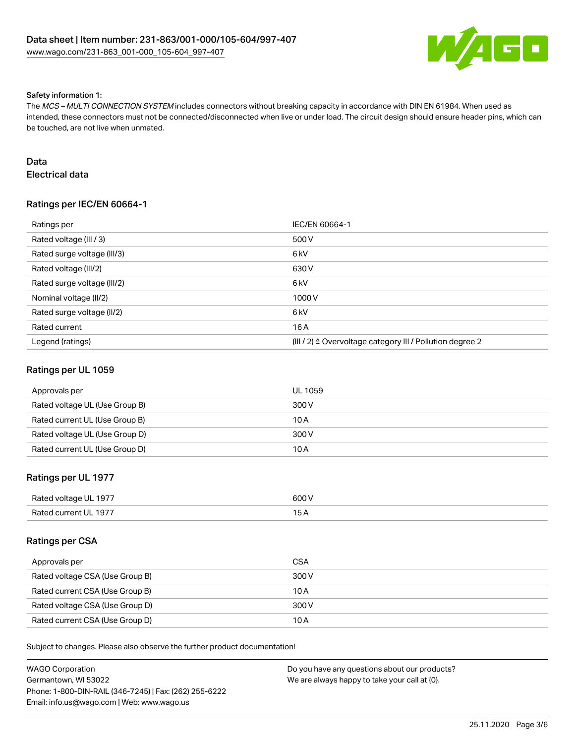Safety information 1:
The *MCS – MULTI CONNECTION SYSTEM* includes connectors without breaking capacity in accordance with DIN EN 61984. When used as intended, these connectors must not be connected/disconnected when live or under load. The circuit design should ensure header pins, which can be touched, are not live when unmated.

## Data
### Electrical data

### Ratings per IEC/EN 60664-1

| Ratings per | IEC/EN 60664-1 |
|---|---|
| Rated voltage (III / 3) | 500 V |
| Rated surge voltage (III/3) | 6 kV |
| Rated voltage (III/2) | 630 V |
| Rated surge voltage (III/2) | 6 kV |
| Nominal voltage (II/2) | 1000 V |
| Rated surge voltage (II/2) | 6 kV |
| Rated current | 16 A |
| Legend (ratings) | (III / 2) ≙ Overvoltage category III / Pollution degree 2 |

### Ratings per UL 1059

| Approvals per | UL 1059 |
|---|---|
| Rated voltage UL (Use Group B) | 300 V |
| Rated current UL (Use Group B) | 10 A |
| Rated voltage UL (Use Group D) | 300 V |
| Rated current UL (Use Group D) | 10 A |

### Ratings per UL 1977

| Rated voltage UL 1977 | 600 V |
|---|---|
| Rated current UL 1977 | 15 A |

### Ratings per CSA

| Approvals per | CSA |
|---|---|
| Rated voltage CSA (Use Group B) | 300 V |
| Rated current CSA (Use Group B) | 10 A |
| Rated voltage CSA (Use Group D) | 300 V |
| Rated current CSA (Use Group D) | 10 A |

Subject to changes. Please also observe the further product documentation!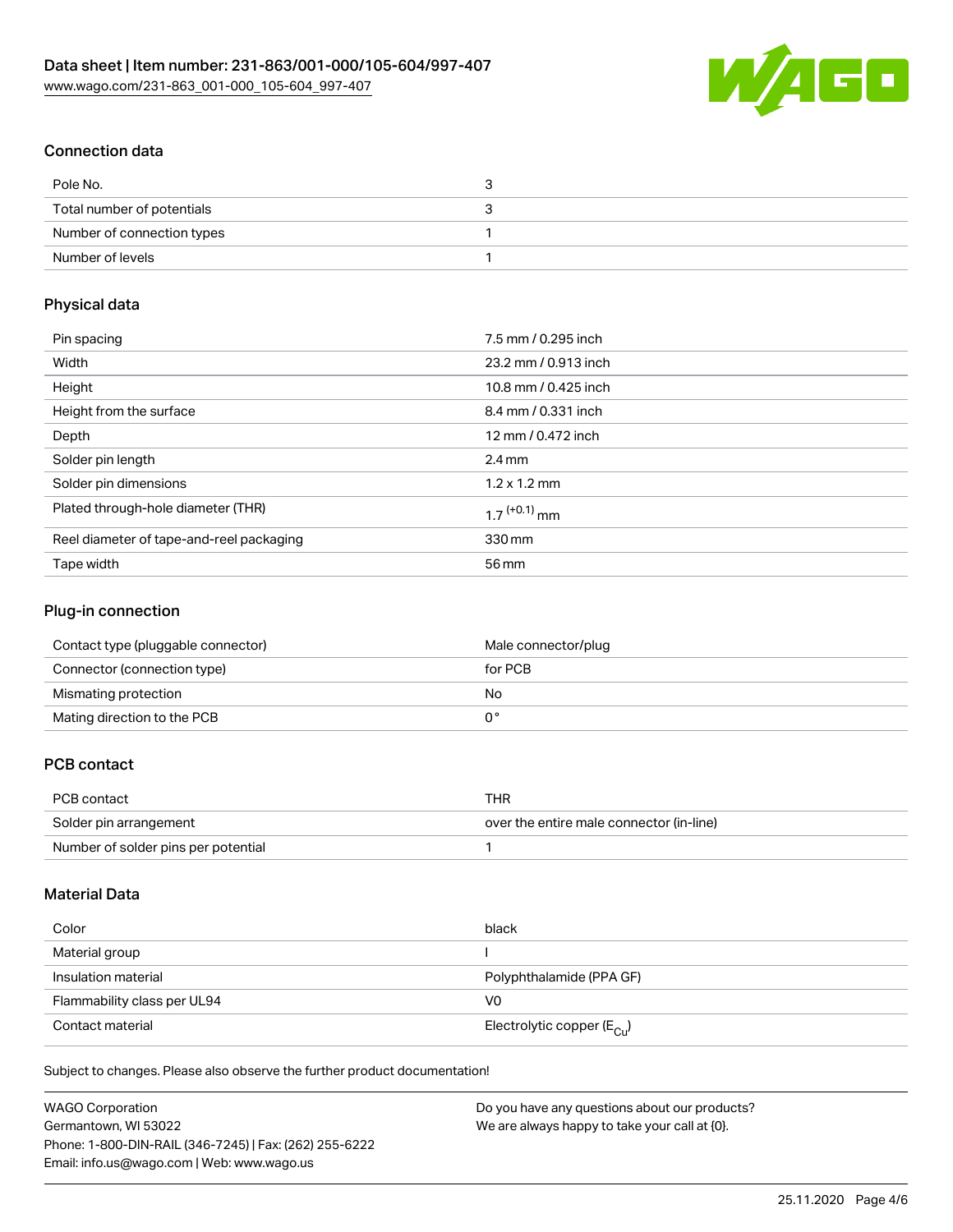## Connection data

| | |
|---|---|
| Pole No. | 3 |
| Total number of potentials | 3 |
| Number of connection types | 1 |
| Number of levels | 1 |

## Physical data

| | |
|---|---|
| Pin spacing | 7.5 mm / 0.295 inch |
| Width | 23.2 mm / 0.913 inch |
| Height | 10.8 mm / 0.425 inch |
| Height from the surface | 8.4 mm / 0.331 inch |
| Depth | 12 mm / 0.472 inch |
| Solder pin length | 2.4 mm |
| Solder pin dimensions | 1.2 x 1.2 mm |
| Plated through-hole diameter (THR) | $1.7^{(+0.1)}$ mm |
| Reel diameter of tape-and-reel packaging | 330 mm |
| Tape width | 56 mm |

## Plug-in connection

| | |
|---|---|
| Contact type (pluggable connector) | Male connector/plug |
| Connector (connection type) | for PCB |
| Mismating protection | No |
| Mating direction to the PCB | 0 ° |

## PCB contact

| | |
|---|---|
| PCB contact | THR |
| Solder pin arrangement | over the entire male connector (in-line) |
| Number of solder pins per potential | 1 |

## Material Data

| | |
|---|---|
| Color | black |
| Material group | I |
| Insulation material | Polyphthalamide (PPA GF) |
| Flammability class per UL94 | V0 |
| Contact material | Electrolytic copper ($E_{Cu}$) |

Subject to changes. Please also observe the further product documentation!

WAGO Corporation
Germantown, WI 53022
Phone: 1-800-DIN-RAIL (346-7245) | Fax: (262) 255-6222
Email: info.us@wago.com | Web: www.wago.us

Do you have any questions about our products?
We are always happy to take your call at {0}.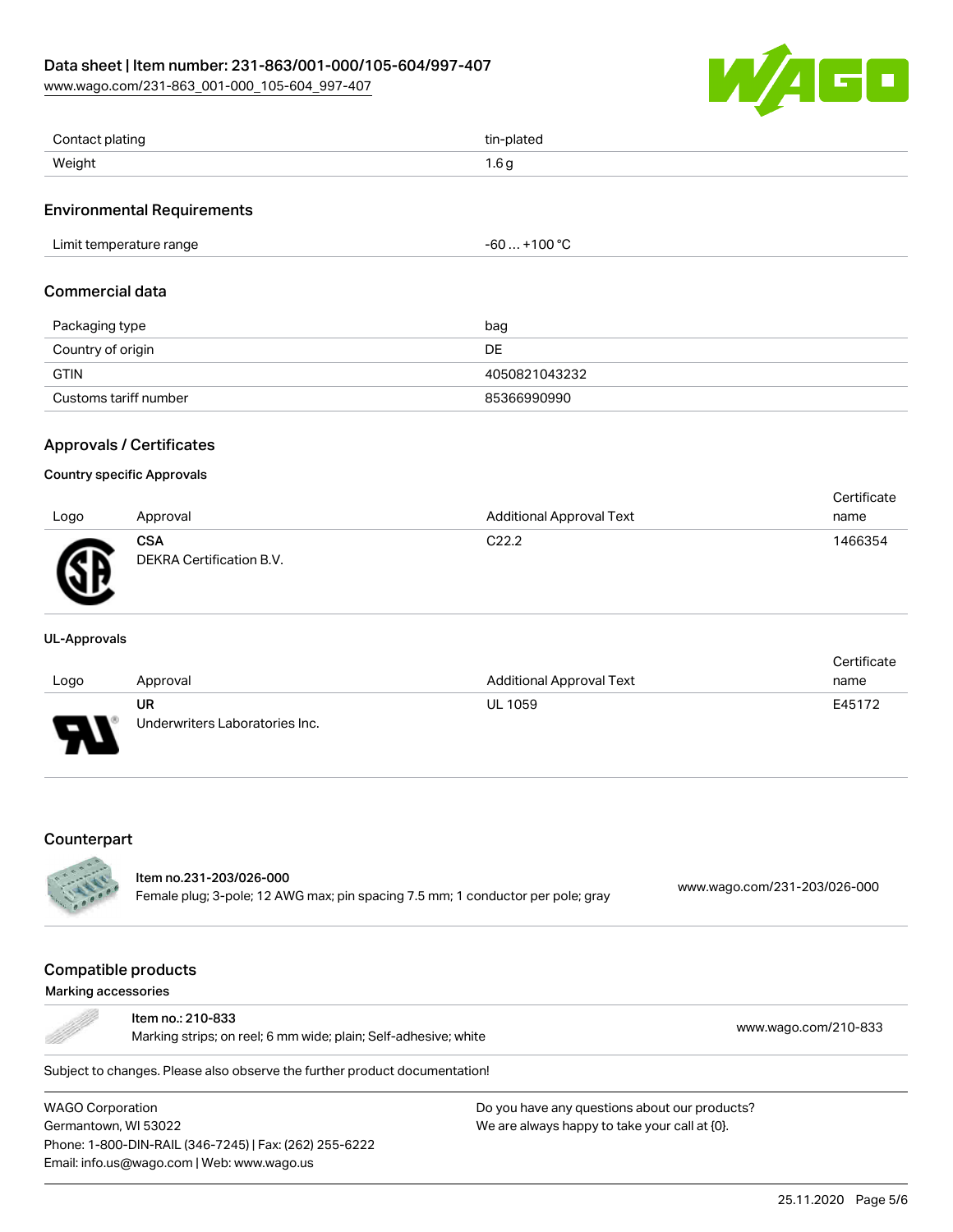| Contact plating | tin-plated |
| --- | --- |
| Weight | 1.6 g |

## Environmental Requirements

| Limit temperature range | -60 … +100 °C |
| --- | --- |

## Commercial data

| Packaging type | bag |
| --- | --- |
| Country of origin | DE |
| GTIN | 4050821043232 |
| Customs tariff number | 85366990990 |

## Approvals / Certificates

### Country specific Approvals

| Logo | Approval | Additional Approval Text | Certificate name |
| --- | --- | --- | --- |
| | **CSA** DEKRA Certification B.V. | C22.2 | 1466354 |

### UL-Approvals

| Logo | Approval | Additional Approval Text | Certificate name |
| --- | --- | --- | --- |
| | **UR** Underwriters Laboratories Inc. | UL 1059 | E45172 |

## Counterpart

Item no.231-203/026-000
Female plug; 3-pole; 12 AWG max; pin spacing 7.5 mm; 1 conductor per pole; gray
www.wago.com/231-203/026-000

## Compatible products

### Marking accessories

Item no.: 210-833
Marking strips; on reel; 6 mm wide; plain; Self-adhesive; white
www.wago.com/210-833

Subject to changes. Please also observe the further product documentation!

WAGO Corporation
Germantown, WI 53022
Phone: 1-800-DIN-RAIL (346-7245) | Fax: (262) 255-6222
Email: info.us@wago.com | Web: www.wago.us

Do you have any questions about our products?
We are always happy to take your call at {0}.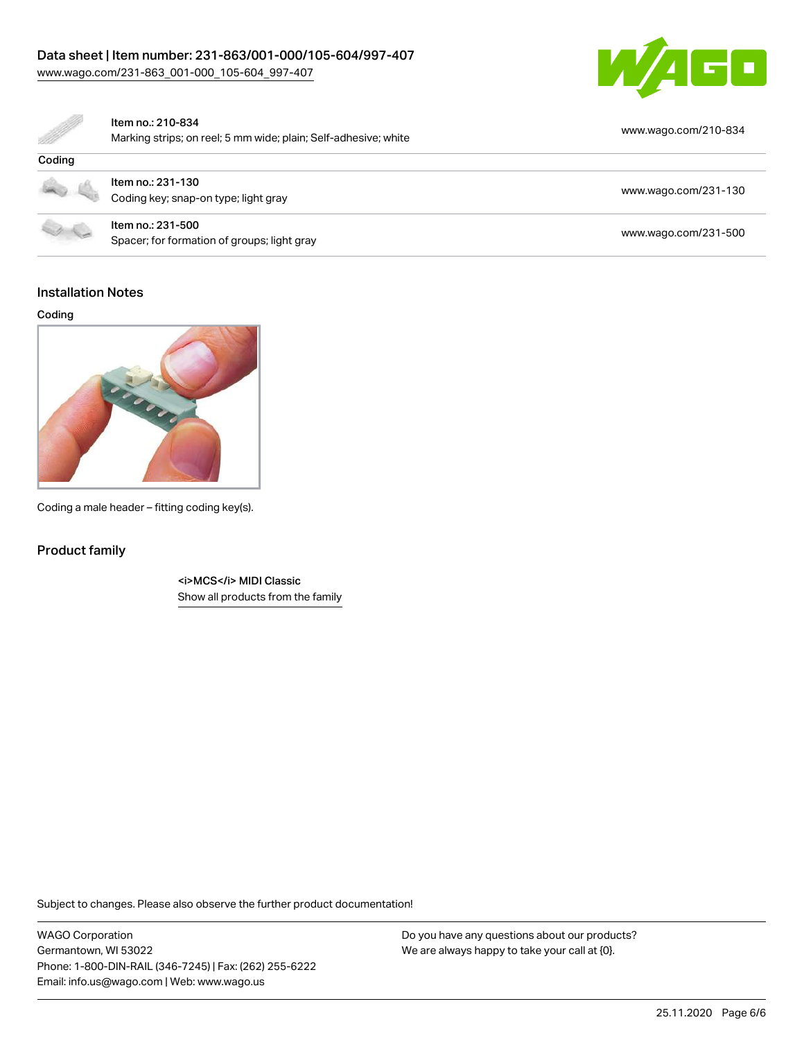| | | |
|---|---|---|
| | Item no.: 210-834<br>Marking strips; on reel; 5 mm wide; plain; Self-adhesive; white | www.wago.com/210-834 |
| Coding | | |
| | Item no.: 231-130<br>Coding key; snap-on type; light gray | www.wago.com/231-130 |
| | Item no.: 231-500<br>Spacer; for formation of groups; light gray | www.wago.com/231-500 |

## Installation Notes

### Coding

Coding a male header – fitting coding key(s).

## Product family

<i>MCS</i> MIDI Classic
Show all products from the family

Subject to changes. Please also observe the further product documentation!

WAGO Corporation
Germantown, WI 53022
Phone: 1-800-DIN-RAIL (346-7245) | Fax: (262) 255-6222
Email: info.us@wago.com | Web: www.wago.us

Do you have any questions about our products?
We are always happy to take your call at {0}.

25.11.2020